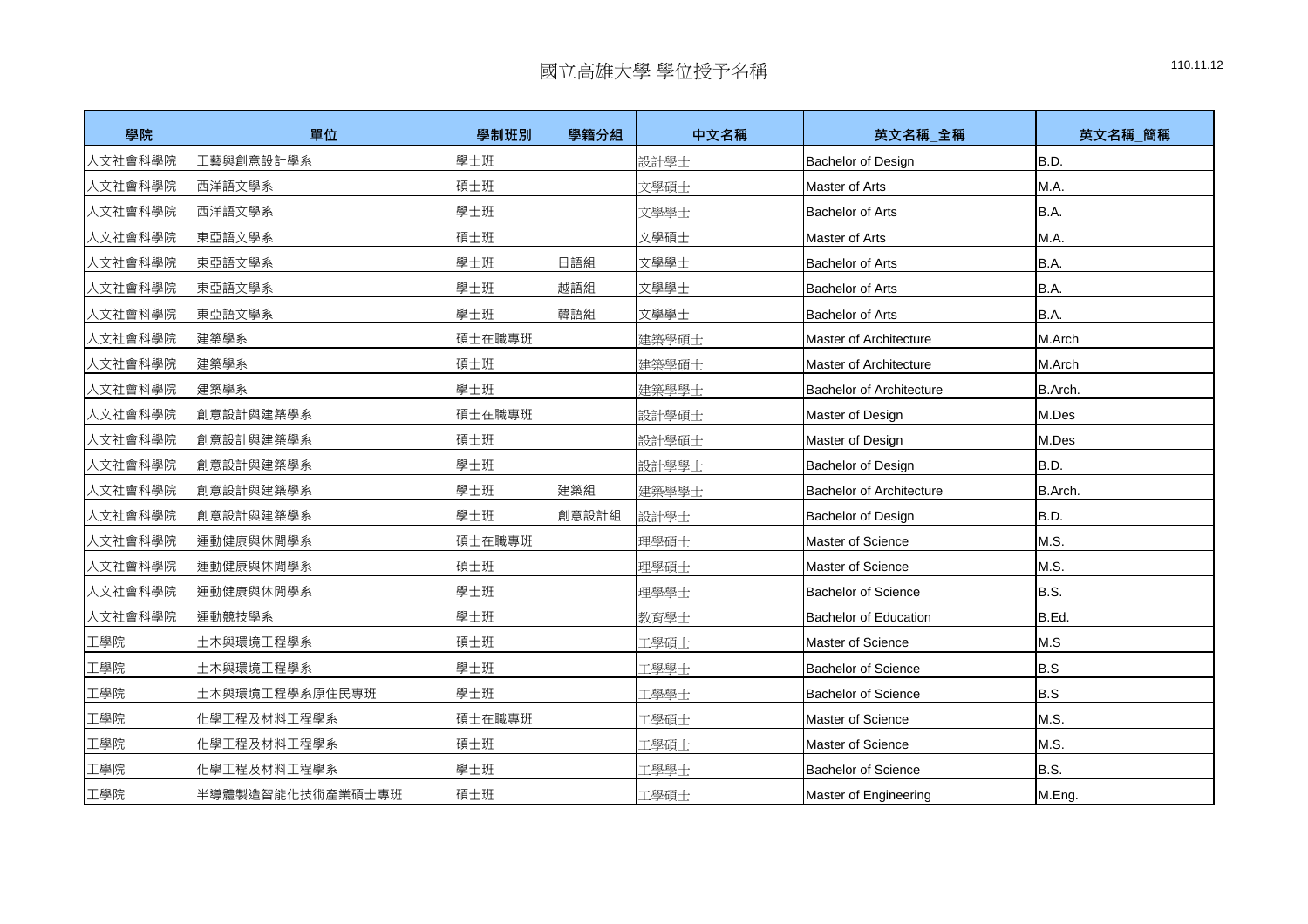# 國立高雄大學 學位授予名稱

110.11.12

| 學院 | 單位 | 學制班別 | 學籍分組 | 中文名稱 | 英文名稱_全稱 | 英文名稱_簡稱 |
|---|---|---|---|---|---|---|
| 人文社會科學院 | 工藝與創意設計學系 | 學士班 | | 設計學士 | Bachelor of Design | B.D. |
| 人文社會科學院 | 西洋語文學系 | 碩士班 | | 文學碩士 | Master of Arts | M.A. |
| 人文社會科學院 | 西洋語文學系 | 學士班 | | 文學學士 | Bachelor of Arts | B.A. |
| 人文社會科學院 | 東亞語文學系 | 碩士班 | | 文學碩士 | Master of Arts | M.A. |
| 人文社會科學院 | 東亞語文學系 | 學士班 | 日語組 | 文學學士 | Bachelor of Arts | B.A. |
| 人文社會科學院 | 東亞語文學系 | 學士班 | 越語組 | 文學學士 | Bachelor of Arts | B.A. |
| 人文社會科學院 | 東亞語文學系 | 學士班 | 韓語組 | 文學學士 | Bachelor of Arts | B.A. |
| 人文社會科學院 | 建築學系 | 碩士在職專班 | | 建築學碩士 | Master of Architecture | M.Arch |
| 人文社會科學院 | 建築學系 | 碩士班 | | 建築學碩士 | Master of Architecture | M.Arch |
| 人文社會科學院 | 建築學系 | 學士班 | | 建築學學士 | Bachelor of Architecture | B.Arch. |
| 人文社會科學院 | 創意設計與建築學系 | 碩士在職專班 | | 設計學碩士 | Master of Design | M.Des |
| 人文社會科學院 | 創意設計與建築學系 | 碩士班 | | 設計學碩士 | Master of Design | M.Des |
| 人文社會科學院 | 創意設計與建築學系 | 學士班 | | 設計學學士 | Bachelor of Design | B.D. |
| 人文社會科學院 | 創意設計與建築學系 | 學士班 | 建築組 | 建築學學士 | Bachelor of Architecture | B.Arch. |
| 人文社會科學院 | 創意設計與建築學系 | 學士班 | 創意設計組 | 設計學士 | Bachelor of Design | B.D. |
| 人文社會科學院 | 運動健康與休閒學系 | 碩士在職專班 | | 理學碩士 | Master of Science | M.S. |
| 人文社會科學院 | 運動健康與休閒學系 | 碩士班 | | 理學碩士 | Master of Science | M.S. |
| 人文社會科學院 | 運動健康與休閒學系 | 學士班 | | 理學學士 | Bachelor of Science | B.S. |
| 人文社會科學院 | 運動競技學系 | 學士班 | | 教育學士 | Bachelor of Education | B.Ed. |
| 工學院 | 土木與環境工程學系 | 碩士班 | | 工學碩士 | Master of Science | M.S |
| 工學院 | 土木與環境工程學系 | 學士班 | | 工學學士 | Bachelor of Science | B.S |
| 工學院 | 土木與環境工程學系原住民專班 | 學士班 | | 工學學士 | Bachelor of Science | B.S |
| 工學院 | 化學工程及材料工程學系 | 碩士在職專班 | | 工學碩士 | Master of Science | M.S. |
| 工學院 | 化學工程及材料工程學系 | 碩士班 | | 工學碩士 | Master of Science | M.S. |
| 工學院 | 化學工程及材料工程學系 | 學士班 | | 工學學士 | Bachelor of Science | B.S. |
| 工學院 | 半導體製造智能化技術產業碩士專班 | 碩士班 | | 工學碩士 | Master of Engineering | M.Eng. |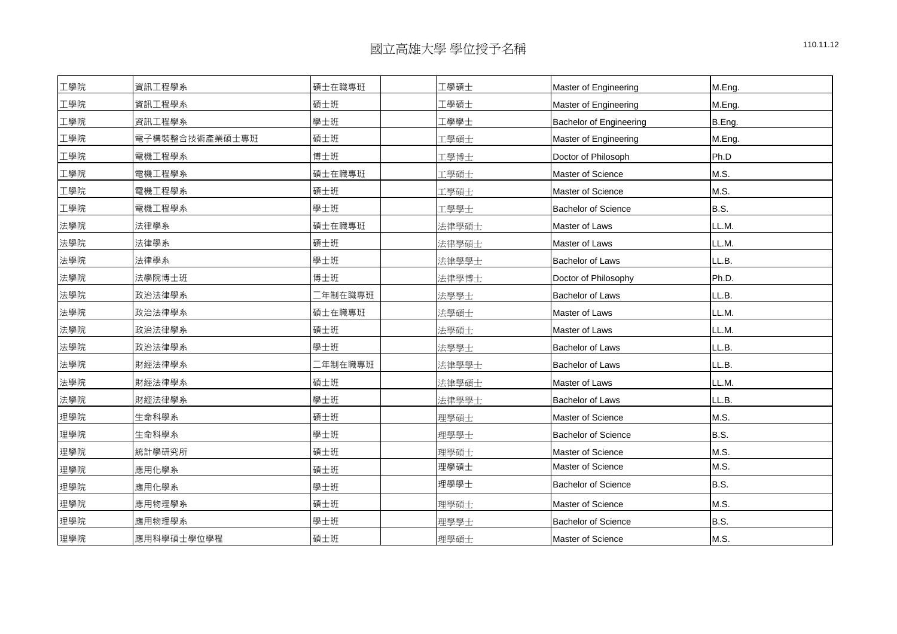# 國立高雄大學 學位授予名稱

110.11.12

| | | | | | | |
|---|---|---|---|---|---|---|
| 工學院 | 資訊工程學系 | 碩士在職專班 | | 工學碩士 | Master of Engineering | M.Eng. |
| 工學院 | 資訊工程學系 | 碩士班 | | 工學碩士 | Master of Engineering | M.Eng. |
| 工學院 | 資訊工程學系 | 學士班 | | 工學學士 | Bachelor of Engineering | B.Eng. |
| 工學院 | 電子構裝整合技術產業碩士專班 | 碩士班 | | 工學碩士 | Master of Engineering | M.Eng. |
| 工學院 | 電機工程學系 | 博士班 | | 工學博士 | Doctor of Philosoph | Ph.D |
| 工學院 | 電機工程學系 | 碩士在職專班 | | 工學碩士 | Master of Science | M.S. |
| 工學院 | 電機工程學系 | 碩士班 | | 工學碩士 | Master of Science | M.S. |
| 工學院 | 電機工程學系 | 學士班 | | 工學學士 | Bachelor of Science | B.S. |
| 法學院 | 法律學系 | 碩士在職專班 | | 法律學碩士 | Master of Laws | LL.M. |
| 法學院 | 法律學系 | 碩士班 | | 法律學碩士 | Master of Laws | LL.M. |
| 法學院 | 法律學系 | 學士班 | | 法律學學士 | Bachelor of Laws | LL.B. |
| 法學院 | 法學院博士班 | 博士班 | | 法律學博士 | Doctor of Philosophy | Ph.D. |
| 法學院 | 政治法律學系 | 二年制在職專班 | | 法學學士 | Bachelor of Laws | LL.B. |
| 法學院 | 政治法律學系 | 碩士在職專班 | | 法學碩士 | Master of Laws | LL.M. |
| 法學院 | 政治法律學系 | 碩士班 | | 法學碩士 | Master of Laws | LL.M. |
| 法學院 | 政治法律學系 | 學士班 | | 法學學士 | Bachelor of Laws | LL.B. |
| 法學院 | 財經法律學系 | 二年制在職專班 | | 法律學學士 | Bachelor of Laws | LL.B. |
| 法學院 | 財經法律學系 | 碩士班 | | 法律學碩士 | Master of Laws | LL.M. |
| 法學院 | 財經法律學系 | 學士班 | | 法律學學士 | Bachelor of Laws | LL.B. |
| 理學院 | 生命科學系 | 碩士班 | | 理學碩士 | Master of Science | M.S. |
| 理學院 | 生命科學系 | 學士班 | | 理學學士 | Bachelor of Science | B.S. |
| 理學院 | 統計學研究所 | 碩士班 | | 理學碩士 | Master of Science | M.S. |
| 理學院 | 應用化學系 | 碩士班 | | 理學碩士 | Master of Science | M.S. |
| 理學院 | 應用化學系 | 學士班 | | 理學學士 | Bachelor of Science | B.S. |
| 理學院 | 應用物理學系 | 碩士班 | | 理學碩士 | Master of Science | M.S. |
| 理學院 | 應用物理學系 | 學士班 | | 理學學士 | Bachelor of Science | B.S. |
| 理學院 | 應用科學碩士學位學程 | 碩士班 | | 理學碩士 | Master of Science | M.S. |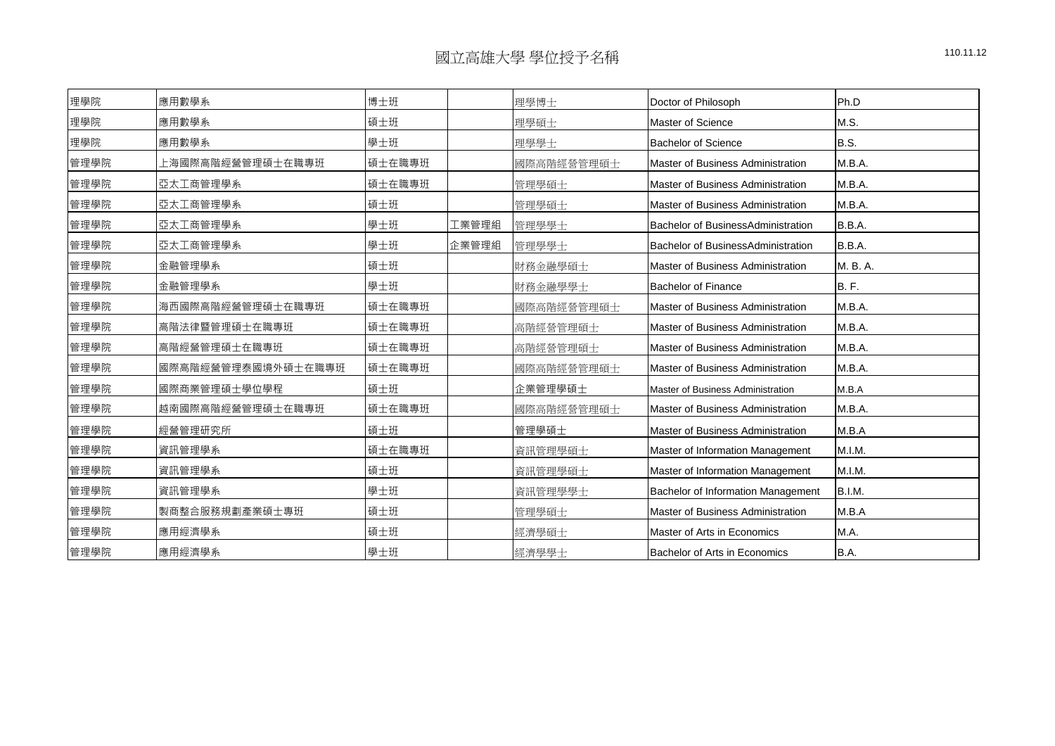# 國立高雄大學 學位授予名稱

| | | | | | | |
|---|---|---|---|---|---|---|
| 理學院 | 應用數學系 | 博士班 | | 理學博士 | Doctor of Philosoph | Ph.D |
| 理學院 | 應用數學系 | 碩士班 | | 理學碩士 | Master of Science | M.S. |
| 理學院 | 應用數學系 | 學士班 | | 理學學士 | Bachelor of Science | B.S. |
| 管理學院 | 上海國際高階經營管理碩士在職專班 | 碩士在職專班 | | 國際高階經營管理碩士 | Master of Business Administration | M.B.A. |
| 管理學院 | 亞太工商管理學系 | 碩士在職專班 | | 管理學碩士 | Master of Business Administration | M.B.A. |
| 管理學院 | 亞太工商管理學系 | 碩士班 | | 管理學碩士 | Master of Business Administration | M.B.A. |
| 管理學院 | 亞太工商管理學系 | 學士班 | 工業管理組 | 管理學學士 | Bachelor of BusinessAdministration | B.B.A. |
| 管理學院 | 亞太工商管理學系 | 學士班 | 企業管理組 | 管理學學士 | Bachelor of BusinessAdministration | B.B.A. |
| 管理學院 | 金融管理學系 | 碩士班 | | 財務金融學碩士 | Master of Business Administration | M. B. A. |
| 管理學院 | 金融管理學系 | 學士班 | | 財務金融學學士 | Bachelor of Finance | B. F. |
| 管理學院 | 海西國際高階經營管理碩士在職專班 | 碩士在職專班 | | 國際高階經營管理碩士 | Master of Business Administration | M.B.A. |
| 管理學院 | 高階法律暨管理碩士在職專班 | 碩士在職專班 | | 高階經營管理碩士 | Master of Business Administration | M.B.A. |
| 管理學院 | 高階經營管理碩士在職專班 | 碩士在職專班 | | 高階經營管理碩士 | Master of Business Administration | M.B.A. |
| 管理學院 | 國際高階經營管理泰國境外碩士在職專班 | 碩士在職專班 | | 國際高階經營管理碩士 | Master of Business Administration | M.B.A. |
| 管理學院 | 國際商業管理碩士學位學程 | 碩士班 | | 企業管理學碩士 | Master of Business Administration | M.B.A |
| 管理學院 | 越南國際高階經營管理碩士在職專班 | 碩士在職專班 | | 國際高階經營管理碩士 | Master of Business Administration | M.B.A. |
| 管理學院 | 經營管理研究所 | 碩士班 | | 管理學碩士 | Master of Business Administration | M.B.A |
| 管理學院 | 資訊管理學系 | 碩士在職專班 | | 資訊管理學碩士 | Master of Information Management | M.I.M. |
| 管理學院 | 資訊管理學系 | 碩士班 | | 資訊管理學碩士 | Master of Information Management | M.I.M. |
| 管理學院 | 資訊管理學系 | 學士班 | | 資訊管理學學士 | Bachelor of Information Management | B.I.M. |
| 管理學院 | 製商整合服務規劃產業碩士專班 | 碩士班 | | 管理學碩士 | Master of Business Administration | M.B.A |
| 管理學院 | 應用經濟學系 | 碩士班 | | 經濟學碩士 | Master of Arts in Economics | M.A. |
| 管理學院 | 應用經濟學系 | 學士班 | | 經濟學學士 | Bachelor of Arts in Economics | B.A. |